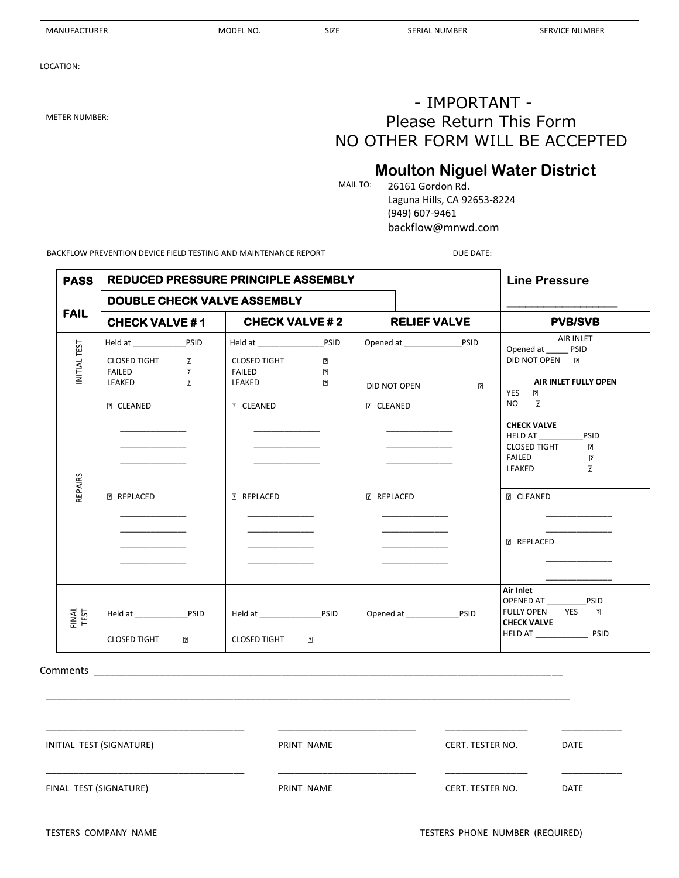| MANUFACTURER | MODEL NO. | SIZE | SERIAL NUMBER | SERVICE NUMBER |
|---|---|---|---|---|
| | | | | |

LOCATION:

METER NUMBER:

# - IMPORTANT -
## Please Return This Form
## NO OTHER FORM WILL BE ACCEPTED

## Moulton Niguel Water District

MAIL TO: 26161 Gordon Rd.
Laguna Hills, CA 92653-8224
(949) 607-9461
backflow@mnwd.com

BACKFLOW PREVENTION DEVICE FIELD TESTING AND MAINTENANCE REPORT    DUE DATE:

| PASS / FAIL | REDUCED PRESSURE PRINCIPLE ASSEMBLY / DOUBLE CHECK VALVE ASSEMBLY | | | Line Pressure ___________________ |
|---|---|---|---|---|
| | **CHECK VALVE # 1** | **CHECK VALVE # 2** | **RELIEF VALVE** | **PVB/SVB** |
| INITIAL TEST | Held at ____________PSID<br>CLOSED TIGHT ☐<br>FAILED ☐<br>LEAKED ☐ | Held at _______________PSID<br>CLOSED TIGHT ☐<br>FAILED ☐<br>LEAKED ☐ | Opened at _____________PSID<br>DID NOT OPEN ☐ | AIR INLET<br>Opened at _____ PSID<br>DID NOT OPEN ☐<br>**AIR INLET FULLY OPEN**<br>YES ☐<br>NO ☐ |
| REPAIRS | ☐ CLEANED<br>_______________<br>_______________<br>_______________<br>☐ REPLACED<br>_______________<br>_______________<br>_______________<br>_______________ | ☐ CLEANED<br>_______________<br>_______________<br>_______________<br>☐ REPLACED<br>_______________<br>_______________<br>_______________<br>_______________ | ☐ CLEANED<br>_______________<br>_______________<br>_______________<br>☐ REPLACED<br>_______________<br>_______________<br>_______________<br>_______________ | **CHECK VALVE**<br>HELD AT __________PSID<br>CLOSED TIGHT ☐<br>FAILED ☐<br>LEAKED ☐<br>☐ CLEANED<br>_______________<br>_______________<br>☐ REPLACED<br>_______________<br>_______________ |
| FINAL TEST | Held at ____________PSID<br>CLOSED TIGHT ☐ | Held at ______________PSID<br>CLOSED TIGHT ☐ | Opened at ____________PSID | **Air Inlet**<br>OPENED AT _________PSID<br>FULLY OPEN YES ☐<br>**CHECK VALVE**<br>HELD AT ____________ PSID |

Comments ____________________________________________________________________________________________

_____________________________________________________________________________________________________

| _______________________________________ | ___________________________ | ________________ | ____________ |
|---|---|---|---|
| INITIAL TEST (SIGNATURE) | PRINT NAME | CERT. TESTER NO. | DATE |
| _______________________________________ | ___________________________ | ________________ | ____________ |
| FINAL TEST (SIGNATURE) | PRINT NAME | CERT. TESTER NO. | DATE |

| TESTERS COMPANY NAME | TESTERS PHONE NUMBER (REQUIRED) |
|---|---|
| | |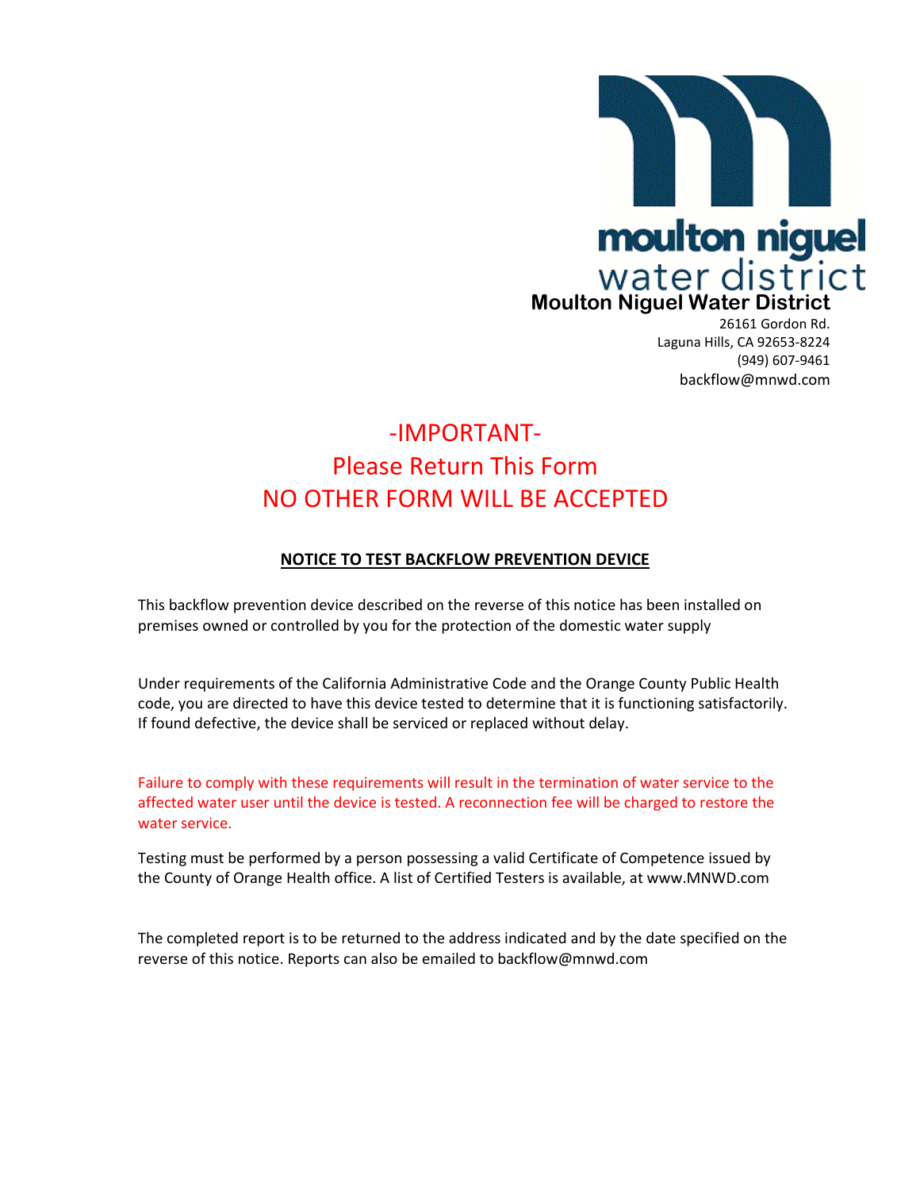**Moulton Niguel Water District**

26161 Gordon Rd.
Laguna Hills, CA 92653-8224
(949) 607-9461
backflow@mnwd.com

# -IMPORTANT-
# Please Return This Form
# NO OTHER FORM WILL BE ACCEPTED

## NOTICE TO TEST BACKFLOW PREVENTION DEVICE

This backflow prevention device described on the reverse of this notice has been installed on premises owned or controlled by you for the protection of the domestic water supply

Under requirements of the California Administrative Code and the Orange County Public Health code, you are directed to have this device tested to determine that it is functioning satisfactorily. If found defective, the device shall be serviced or replaced without delay.

Failure to comply with these requirements will result in the termination of water service to the affected water user until the device is tested. A reconnection fee will be charged to restore the water service.

Testing must be performed by a person possessing a valid Certificate of Competence issued by the County of Orange Health office. A list of Certified Testers is available, at www.MNWD.com

The completed report is to be returned to the address indicated and by the date specified on the reverse of this notice. Reports can also be emailed to backflow@mnwd.com